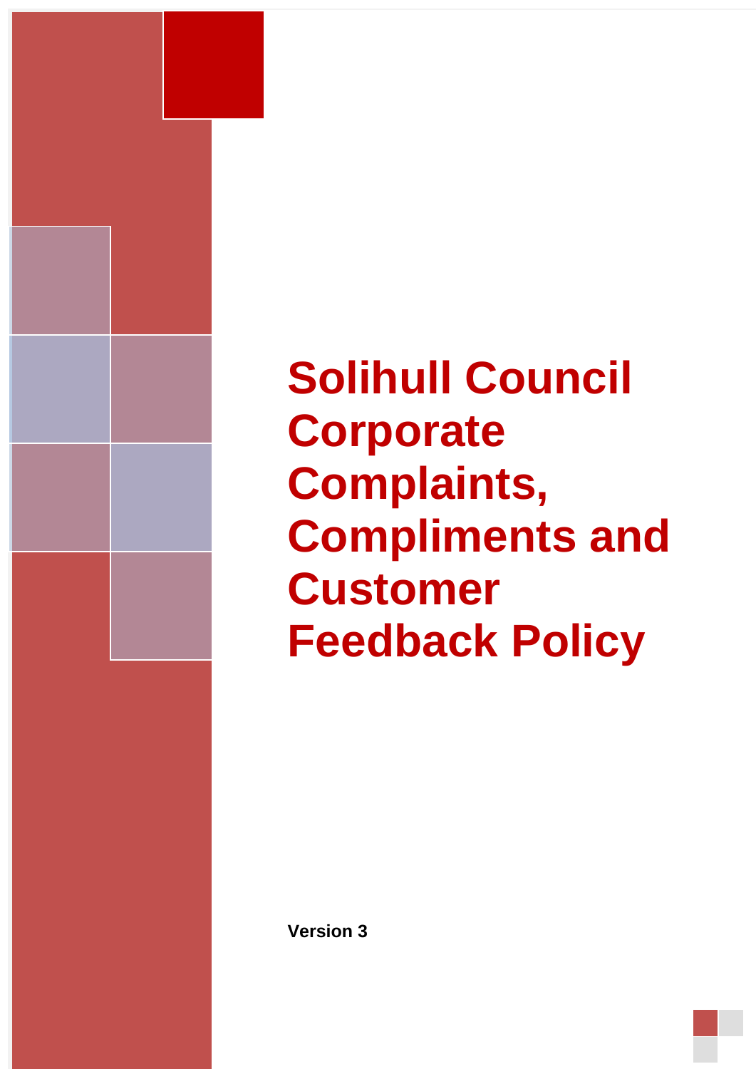# Solihull Council Corporate Complaints, Compliments and Customer Feedback Policy

**Version 3**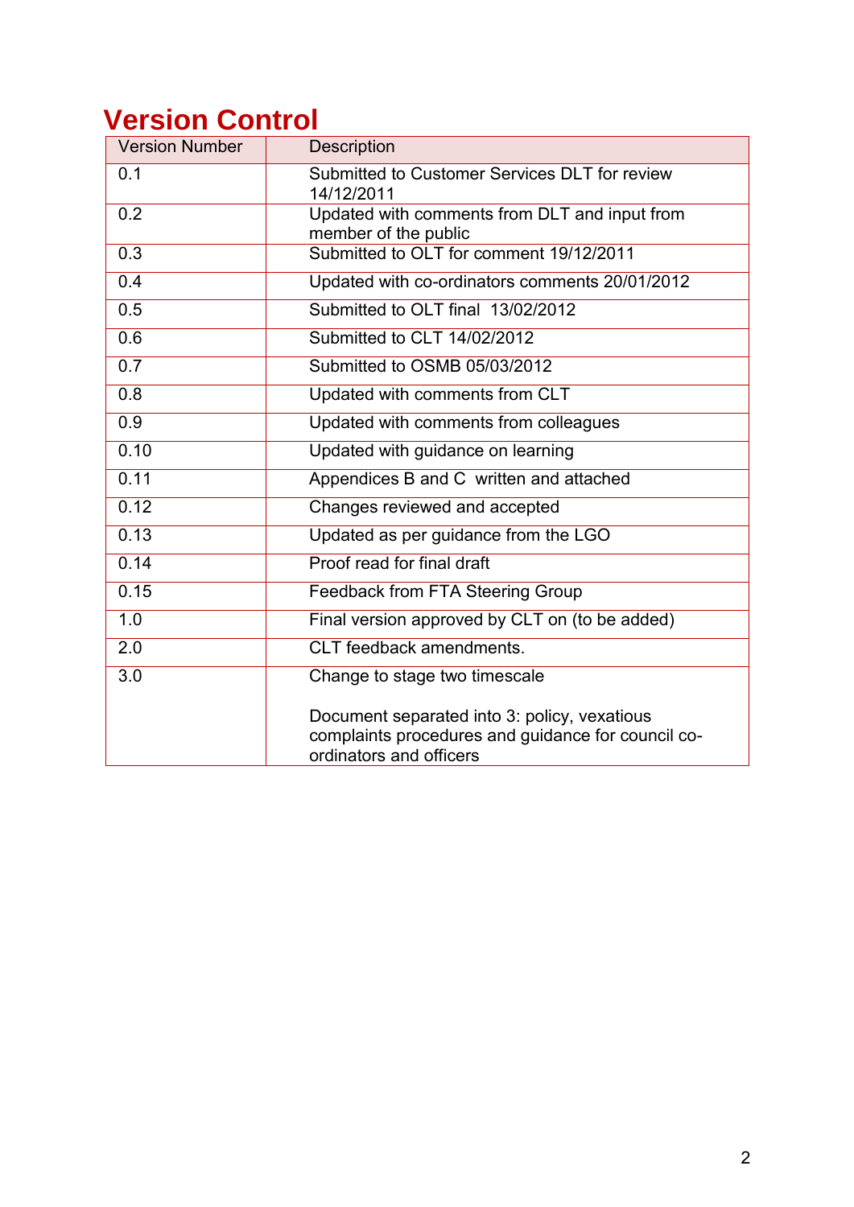# Version Control

| Version Number | Description |
|---|---|
| 0.1 | Submitted to Customer Services DLT for review 14/12/2011 |
| 0.2 | Updated with comments from DLT and input from member of the public |
| 0.3 | Submitted to OLT for comment 19/12/2011 |
| 0.4 | Updated with co-ordinators comments 20/01/2012 |
| 0.5 | Submitted to OLT final 13/02/2012 |
| 0.6 | Submitted to CLT 14/02/2012 |
| 0.7 | Submitted to OSMB 05/03/2012 |
| 0.8 | Updated with comments from CLT |
| 0.9 | Updated with comments from colleagues |
| 0.10 | Updated with guidance on learning |
| 0.11 | Appendices B and C written and attached |
| 0.12 | Changes reviewed and accepted |
| 0.13 | Updated as per guidance from the LGO |
| 0.14 | Proof read for final draft |
| 0.15 | Feedback from FTA Steering Group |
| 1.0 | Final version approved by CLT on (to be added) |
| 2.0 | CLT feedback amendments. |
| 3.0 | Change to stage two timescale<br><br>Document separated into 3: policy, vexatious complaints procedures and guidance for council co-ordinators and officers |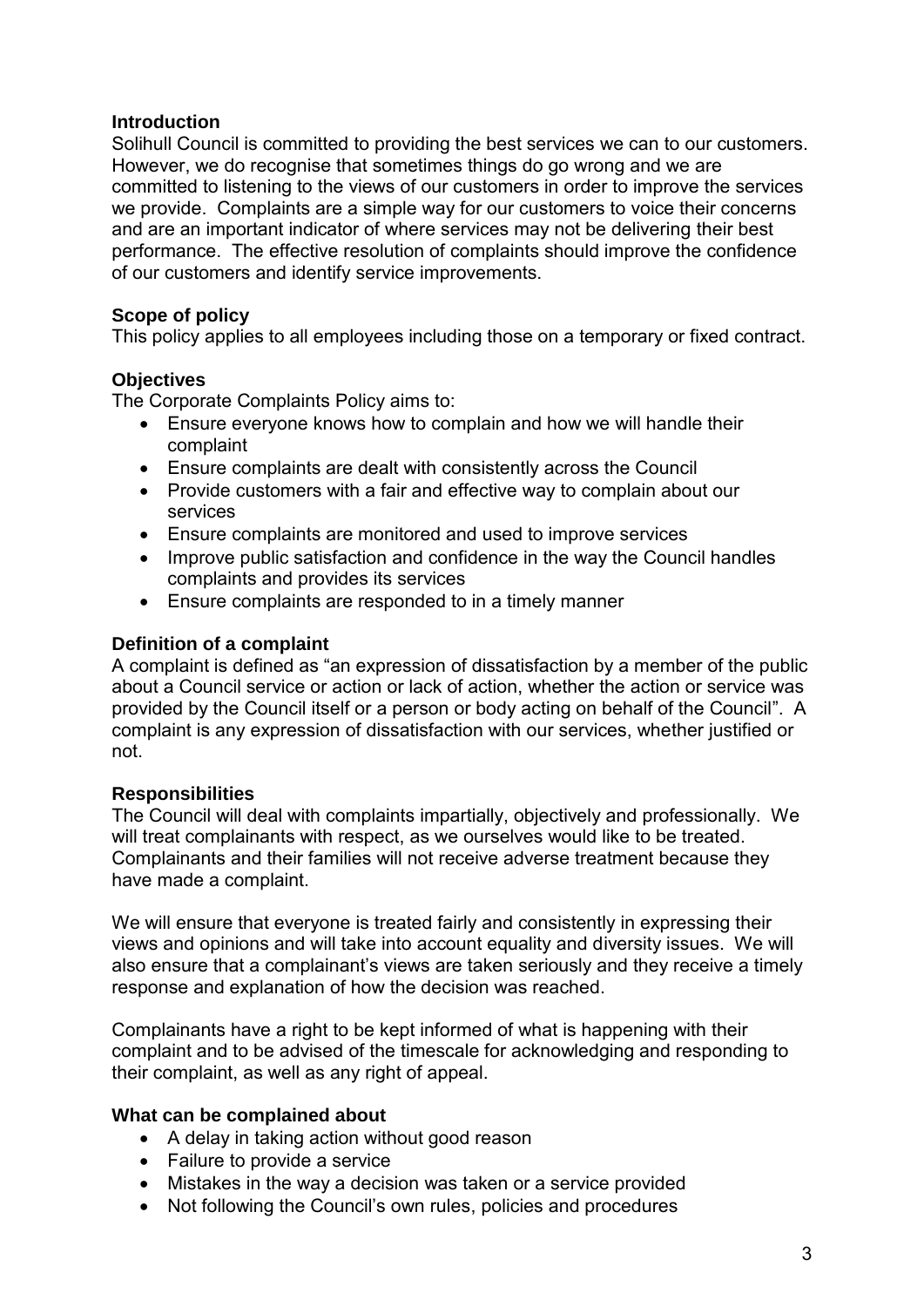## Introduction

Solihull Council is committed to providing the best services we can to our customers. However, we do recognise that sometimes things do go wrong and we are committed to listening to the views of our customers in order to improve the services we provide. Complaints are a simple way for our customers to voice their concerns and are an important indicator of where services may not be delivering their best performance. The effective resolution of complaints should improve the confidence of our customers and identify service improvements.

## Scope of policy

This policy applies to all employees including those on a temporary or fixed contract.

## Objectives

The Corporate Complaints Policy aims to:

- Ensure everyone knows how to complain and how we will handle their complaint
- Ensure complaints are dealt with consistently across the Council
- Provide customers with a fair and effective way to complain about our services
- Ensure complaints are monitored and used to improve services
- Improve public satisfaction and confidence in the way the Council handles complaints and provides its services
- Ensure complaints are responded to in a timely manner

## Definition of a complaint

A complaint is defined as "an expression of dissatisfaction by a member of the public about a Council service or action or lack of action, whether the action or service was provided by the Council itself or a person or body acting on behalf of the Council". A complaint is any expression of dissatisfaction with our services, whether justified or not.

## Responsibilities

The Council will deal with complaints impartially, objectively and professionally. We will treat complainants with respect, as we ourselves would like to be treated. Complainants and their families will not receive adverse treatment because they have made a complaint.

We will ensure that everyone is treated fairly and consistently in expressing their views and opinions and will take into account equality and diversity issues. We will also ensure that a complainant's views are taken seriously and they receive a timely response and explanation of how the decision was reached.

Complainants have a right to be kept informed of what is happening with their complaint and to be advised of the timescale for acknowledging and responding to their complaint, as well as any right of appeal.

## What can be complained about

- A delay in taking action without good reason
- Failure to provide a service
- Mistakes in the way a decision was taken or a service provided
- Not following the Council's own rules, policies and procedures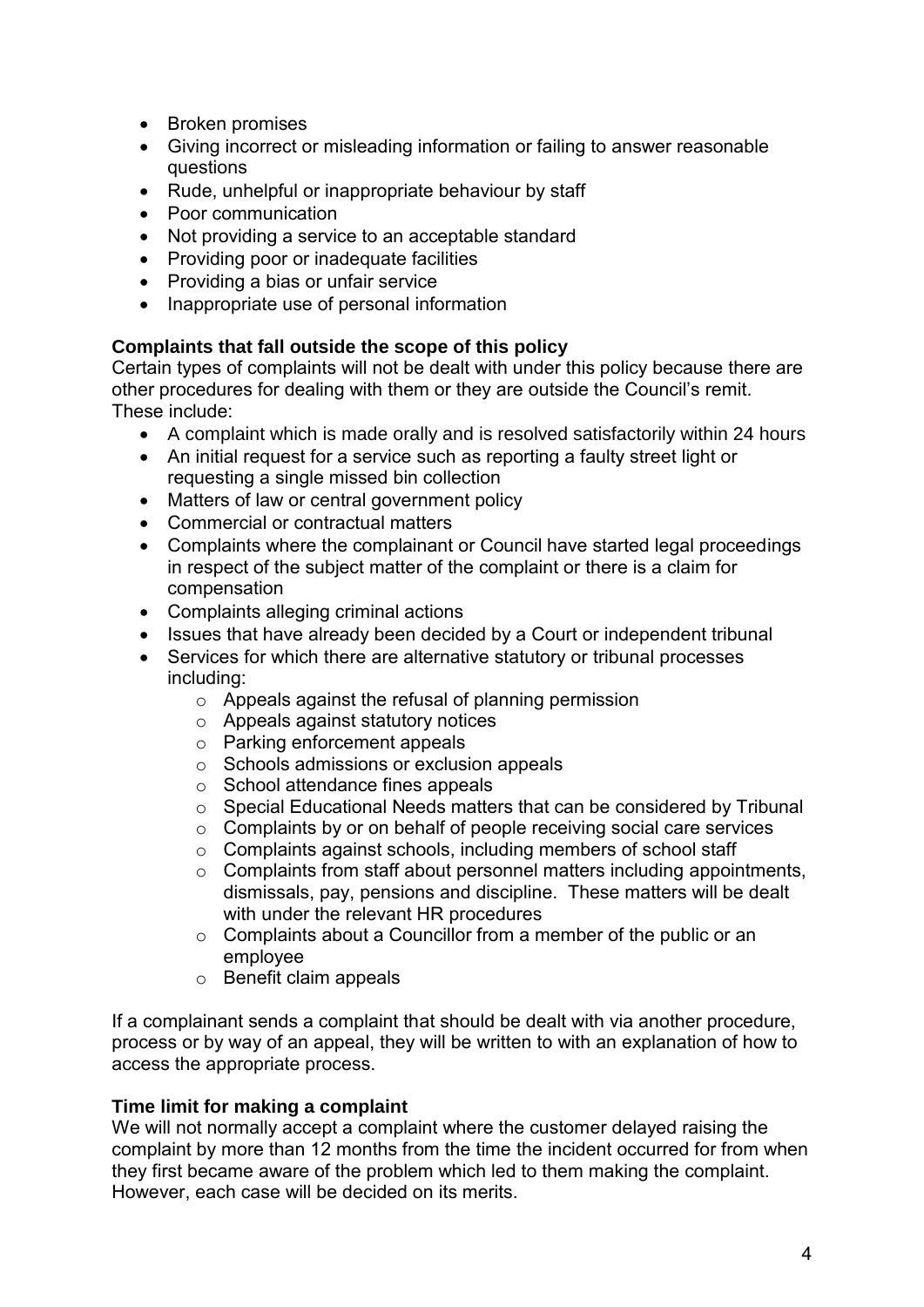- Broken promises
- Giving incorrect or misleading information or failing to answer reasonable questions
- Rude, unhelpful or inappropriate behaviour by staff
- Poor communication
- Not providing a service to an acceptable standard
- Providing poor or inadequate facilities
- Providing a bias or unfair service
- Inappropriate use of personal information

**Complaints that fall outside the scope of this policy**

Certain types of complaints will not be dealt with under this policy because there are other procedures for dealing with them or they are outside the Council's remit. These include:

- A complaint which is made orally and is resolved satisfactorily within 24 hours
- An initial request for a service such as reporting a faulty street light or requesting a single missed bin collection
- Matters of law or central government policy
- Commercial or contractual matters
- Complaints where the complainant or Council have started legal proceedings in respect of the subject matter of the complaint or there is a claim for compensation
- Complaints alleging criminal actions
- Issues that have already been decided by a Court or independent tribunal
- Services for which there are alternative statutory or tribunal processes including:
  - Appeals against the refusal of planning permission
  - Appeals against statutory notices
  - Parking enforcement appeals
  - Schools admissions or exclusion appeals
  - School attendance fines appeals
  - Special Educational Needs matters that can be considered by Tribunal
  - Complaints by or on behalf of people receiving social care services
  - Complaints against schools, including members of school staff
  - Complaints from staff about personnel matters including appointments, dismissals, pay, pensions and discipline. These matters will be dealt with under the relevant HR procedures
  - Complaints about a Councillor from a member of the public or an employee
  - Benefit claim appeals

If a complainant sends a complaint that should be dealt with via another procedure, process or by way of an appeal, they will be written to with an explanation of how to access the appropriate process.

**Time limit for making a complaint**

We will not normally accept a complaint where the customer delayed raising the complaint by more than 12 months from the time the incident occurred for from when they first became aware of the problem which led to them making the complaint. However, each case will be decided on its merits.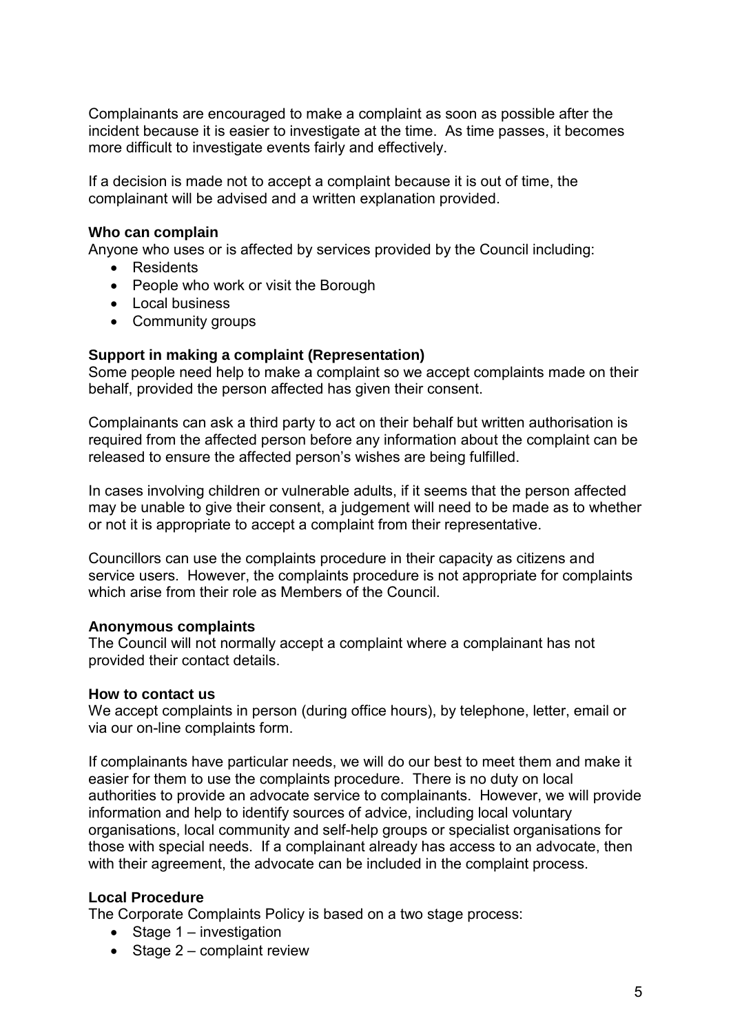Complainants are encouraged to make a complaint as soon as possible after the incident because it is easier to investigate at the time. As time passes, it becomes more difficult to investigate events fairly and effectively.

If a decision is made not to accept a complaint because it is out of time, the complainant will be advised and a written explanation provided.

**Who can complain**

Anyone who uses or is affected by services provided by the Council including:

- Residents
- People who work or visit the Borough
- Local business
- Community groups

**Support in making a complaint (Representation)**

Some people need help to make a complaint so we accept complaints made on their behalf, provided the person affected has given their consent.

Complainants can ask a third party to act on their behalf but written authorisation is required from the affected person before any information about the complaint can be released to ensure the affected person's wishes are being fulfilled.

In cases involving children or vulnerable adults, if it seems that the person affected may be unable to give their consent, a judgement will need to be made as to whether or not it is appropriate to accept a complaint from their representative.

Councillors can use the complaints procedure in their capacity as citizens and service users. However, the complaints procedure is not appropriate for complaints which arise from their role as Members of the Council.

**Anonymous complaints**

The Council will not normally accept a complaint where a complainant has not provided their contact details.

**How to contact us**

We accept complaints in person (during office hours), by telephone, letter, email or via our on-line complaints form.

If complainants have particular needs, we will do our best to meet them and make it easier for them to use the complaints procedure. There is no duty on local authorities to provide an advocate service to complainants. However, we will provide information and help to identify sources of advice, including local voluntary organisations, local community and self-help groups or specialist organisations for those with special needs. If a complainant already has access to an advocate, then with their agreement, the advocate can be included in the complaint process.

**Local Procedure**

The Corporate Complaints Policy is based on a two stage process:

- Stage 1 – investigation
- Stage 2 – complaint review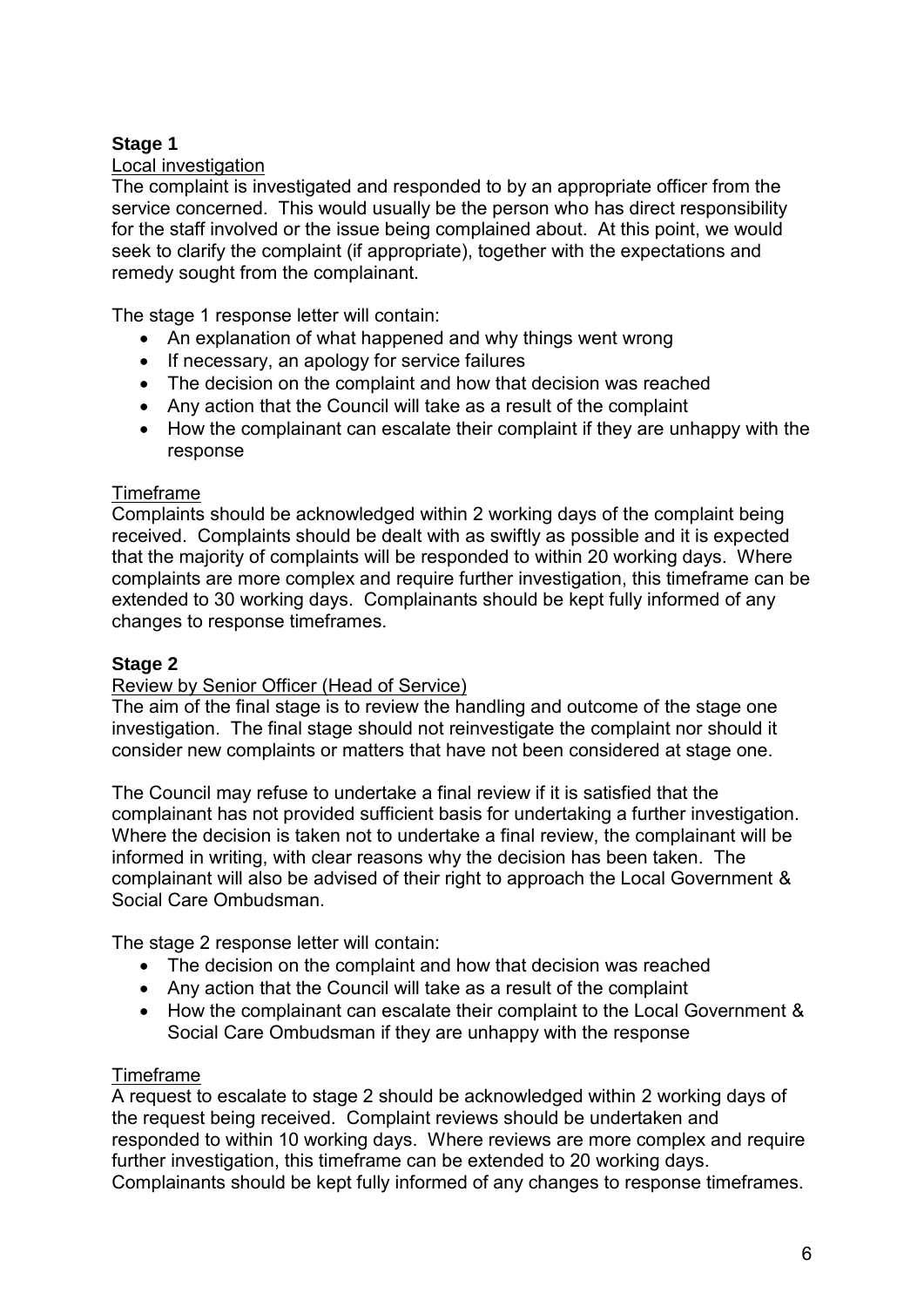### Stage 1

Local investigation

The complaint is investigated and responded to by an appropriate officer from the service concerned. This would usually be the person who has direct responsibility for the staff involved or the issue being complained about. At this point, we would seek to clarify the complaint (if appropriate), together with the expectations and remedy sought from the complainant.

The stage 1 response letter will contain:

- An explanation of what happened and why things went wrong
- If necessary, an apology for service failures
- The decision on the complaint and how that decision was reached
- Any action that the Council will take as a result of the complaint
- How the complainant can escalate their complaint if they are unhappy with the response

Timeframe

Complaints should be acknowledged within 2 working days of the complaint being received. Complaints should be dealt with as swiftly as possible and it is expected that the majority of complaints will be responded to within 20 working days. Where complaints are more complex and require further investigation, this timeframe can be extended to 30 working days. Complainants should be kept fully informed of any changes to response timeframes.

### Stage 2

Review by Senior Officer (Head of Service)

The aim of the final stage is to review the handling and outcome of the stage one investigation. The final stage should not reinvestigate the complaint nor should it consider new complaints or matters that have not been considered at stage one.

The Council may refuse to undertake a final review if it is satisfied that the complainant has not provided sufficient basis for undertaking a further investigation. Where the decision is taken not to undertake a final review, the complainant will be informed in writing, with clear reasons why the decision has been taken. The complainant will also be advised of their right to approach the Local Government & Social Care Ombudsman.

The stage 2 response letter will contain:

- The decision on the complaint and how that decision was reached
- Any action that the Council will take as a result of the complaint
- How the complainant can escalate their complaint to the Local Government & Social Care Ombudsman if they are unhappy with the response

Timeframe

A request to escalate to stage 2 should be acknowledged within 2 working days of the request being received. Complaint reviews should be undertaken and responded to within 10 working days. Where reviews are more complex and require further investigation, this timeframe can be extended to 20 working days. Complainants should be kept fully informed of any changes to response timeframes.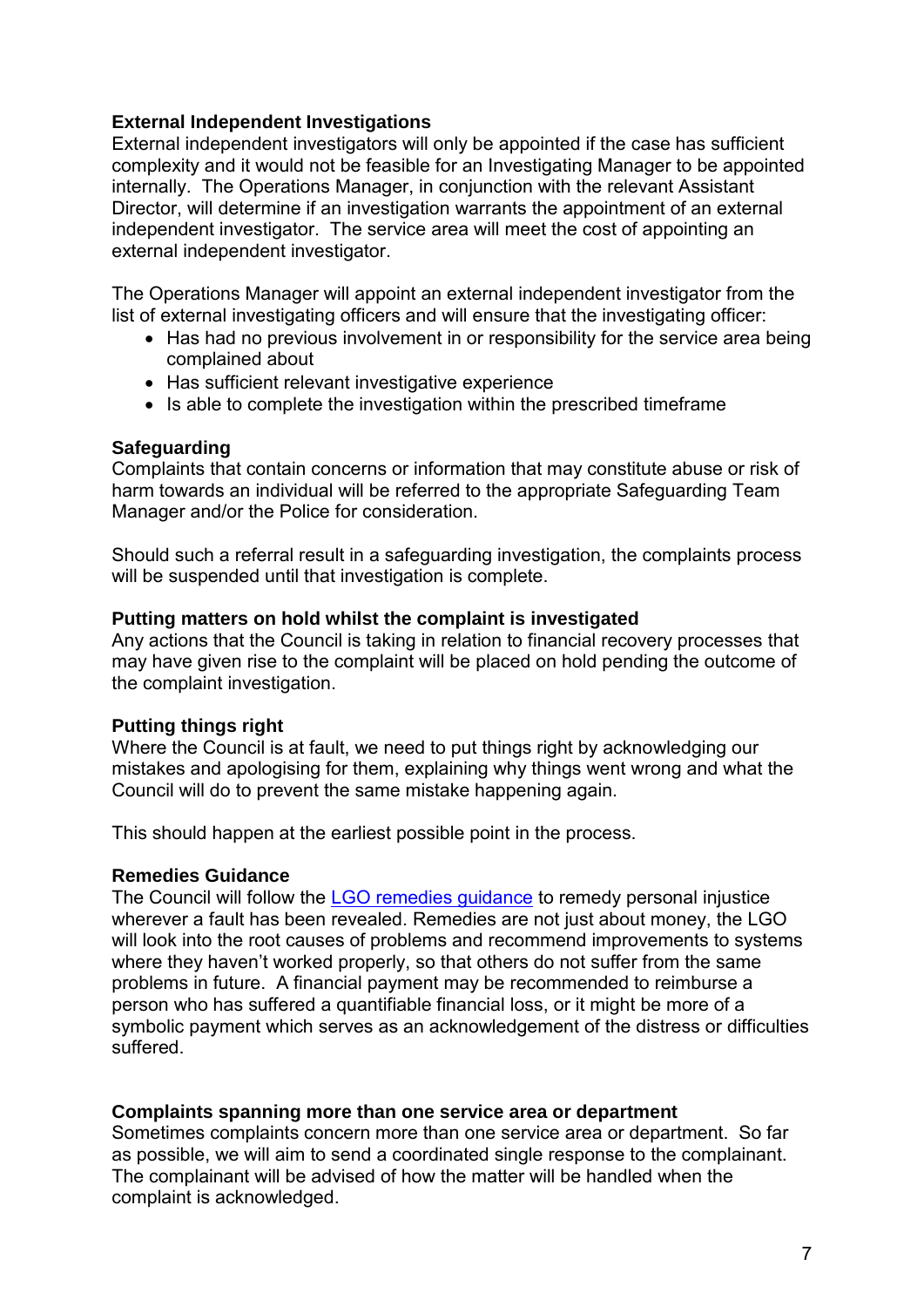**External Independent Investigations**

External independent investigators will only be appointed if the case has sufficient complexity and it would not be feasible for an Investigating Manager to be appointed internally. The Operations Manager, in conjunction with the relevant Assistant Director, will determine if an investigation warrants the appointment of an external independent investigator. The service area will meet the cost of appointing an external independent investigator.

The Operations Manager will appoint an external independent investigator from the list of external investigating officers and will ensure that the investigating officer:

- Has had no previous involvement in or responsibility for the service area being complained about
- Has sufficient relevant investigative experience
- Is able to complete the investigation within the prescribed timeframe

**Safeguarding**

Complaints that contain concerns or information that may constitute abuse or risk of harm towards an individual will be referred to the appropriate Safeguarding Team Manager and/or the Police for consideration.

Should such a referral result in a safeguarding investigation, the complaints process will be suspended until that investigation is complete.

**Putting matters on hold whilst the complaint is investigated**

Any actions that the Council is taking in relation to financial recovery processes that may have given rise to the complaint will be placed on hold pending the outcome of the complaint investigation.

**Putting things right**

Where the Council is at fault, we need to put things right by acknowledging our mistakes and apologising for them, explaining why things went wrong and what the Council will do to prevent the same mistake happening again.

This should happen at the earliest possible point in the process.

**Remedies Guidance**

The Council will follow the LGO remedies guidance to remedy personal injustice wherever a fault has been revealed. Remedies are not just about money, the LGO will look into the root causes of problems and recommend improvements to systems where they haven't worked properly, so that others do not suffer from the same problems in future. A financial payment may be recommended to reimburse a person who has suffered a quantifiable financial loss, or it might be more of a symbolic payment which serves as an acknowledgement of the distress or difficulties suffered.

**Complaints spanning more than one service area or department**

Sometimes complaints concern more than one service area or department. So far as possible, we will aim to send a coordinated single response to the complainant. The complainant will be advised of how the matter will be handled when the complaint is acknowledged.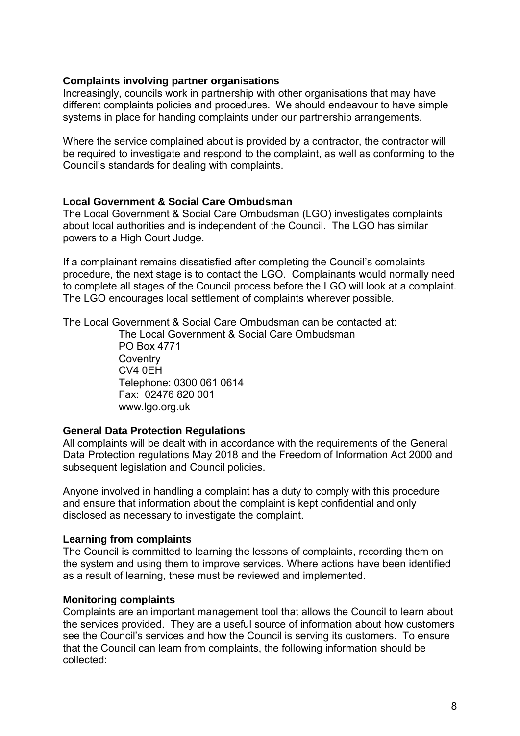**Complaints involving partner organisations**

Increasingly, councils work in partnership with other organisations that may have different complaints policies and procedures. We should endeavour to have simple systems in place for handing complaints under our partnership arrangements.

Where the service complained about is provided by a contractor, the contractor will be required to investigate and respond to the complaint, as well as conforming to the Council's standards for dealing with complaints.

**Local Government & Social Care Ombudsman**

The Local Government & Social Care Ombudsman (LGO) investigates complaints about local authorities and is independent of the Council. The LGO has similar powers to a High Court Judge.

If a complainant remains dissatisfied after completing the Council's complaints procedure, the next stage is to contact the LGO. Complainants would normally need to complete all stages of the Council process before the LGO will look at a complaint. The LGO encourages local settlement of complaints wherever possible.

The Local Government & Social Care Ombudsman can be contacted at:

> The Local Government & Social Care Ombudsman
> PO Box 4771
> Coventry
> CV4 0EH
> Telephone: 0300 061 0614
> Fax: 02476 820 001
> www.lgo.org.uk

**General Data Protection Regulations**

All complaints will be dealt with in accordance with the requirements of the General Data Protection regulations May 2018 and the Freedom of Information Act 2000 and subsequent legislation and Council policies.

Anyone involved in handling a complaint has a duty to comply with this procedure and ensure that information about the complaint is kept confidential and only disclosed as necessary to investigate the complaint.

**Learning from complaints**

The Council is committed to learning the lessons of complaints, recording them on the system and using them to improve services. Where actions have been identified as a result of learning, these must be reviewed and implemented.

**Monitoring complaints**

Complaints are an important management tool that allows the Council to learn about the services provided. They are a useful source of information about how customers see the Council's services and how the Council is serving its customers. To ensure that the Council can learn from complaints, the following information should be collected: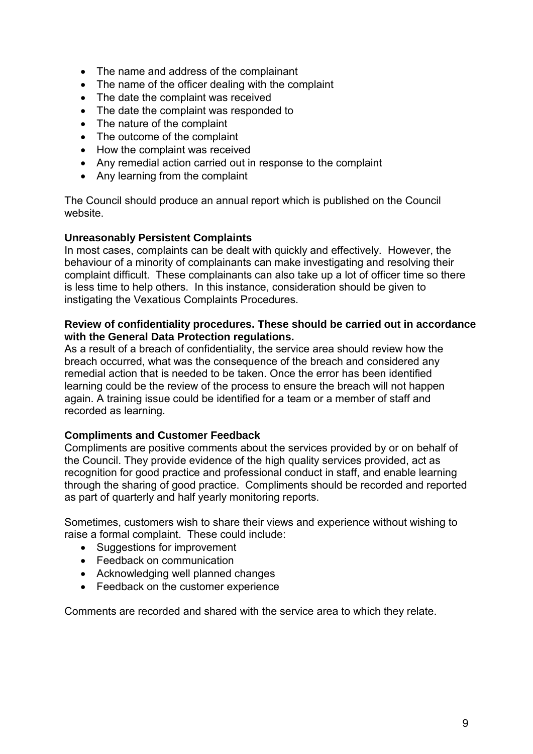- The name and address of the complainant
- The name of the officer dealing with the complaint
- The date the complaint was received
- The date the complaint was responded to
- The nature of the complaint
- The outcome of the complaint
- How the complaint was received
- Any remedial action carried out in response to the complaint
- Any learning from the complaint

The Council should produce an annual report which is published on the Council website.

**Unreasonably Persistent Complaints**

In most cases, complaints can be dealt with quickly and effectively. However, the behaviour of a minority of complainants can make investigating and resolving their complaint difficult. These complainants can also take up a lot of officer time so there is less time to help others. In this instance, consideration should be given to instigating the Vexatious Complaints Procedures.

**Review of confidentiality procedures. These should be carried out in accordance with the General Data Protection regulations.**

As a result of a breach of confidentiality, the service area should review how the breach occurred, what was the consequence of the breach and considered any remedial action that is needed to be taken. Once the error has been identified learning could be the review of the process to ensure the breach will not happen again. A training issue could be identified for a team or a member of staff and recorded as learning.

**Compliments and Customer Feedback**

Compliments are positive comments about the services provided by or on behalf of the Council. They provide evidence of the high quality services provided, act as recognition for good practice and professional conduct in staff, and enable learning through the sharing of good practice. Compliments should be recorded and reported as part of quarterly and half yearly monitoring reports.

Sometimes, customers wish to share their views and experience without wishing to raise a formal complaint. These could include:

- Suggestions for improvement
- Feedback on communication
- Acknowledging well planned changes
- Feedback on the customer experience

Comments are recorded and shared with the service area to which they relate.